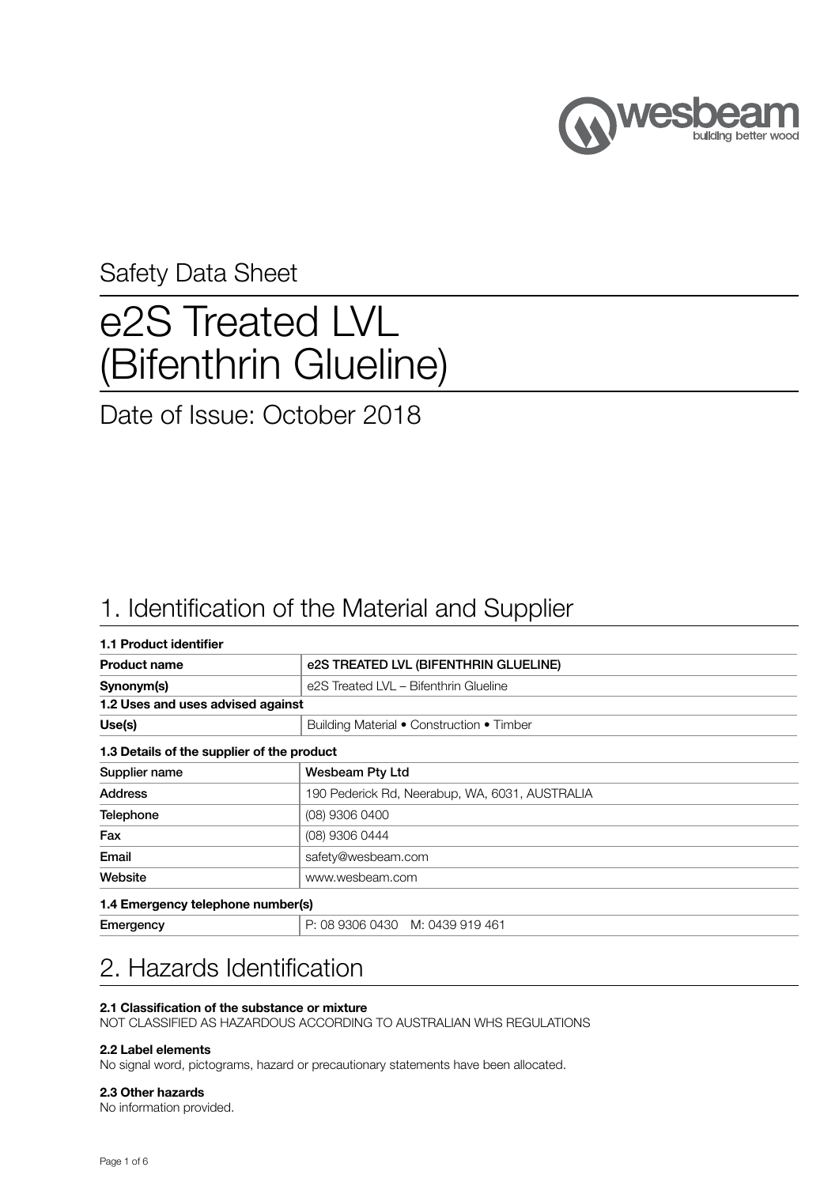Safety Data Sheet

# e2S Treated LVL (Bifenthrin Glueline)

Date of Issue: October 2018

## 1. Identification of the Material and Supplier

| **1.1 Product identifier** | |
|---|---|
| **Product name** | **e2S TREATED LVL (BIFENTHRIN GLUELINE)** |
| **Synonym(s)** | e2S Treated LVL – Bifenthrin Glueline |
| **1.2 Uses and uses advised against** | |
| **Use(s)** | Building Material • Construction • Timber |

| **1.3 Details of the supplier of the product** | |
|---|---|
| Supplier name | **Wesbeam Pty Ltd** |
| Address | 190 Pederick Rd, Neerabup, WA, 6031, AUSTRALIA |
| Telephone | (08) 9306 0400 |
| Fax | (08) 9306 0444 |
| Email | safety@wesbeam.com |
| Website | www.wesbeam.com |

| **1.4 Emergency telephone number(s)** | |
|---|---|
| Emergency | P: 08 9306 0430 M: 0439 919 461 |

## 2. Hazards Identification

**2.1 Classification of the substance or mixture**
NOT CLASSIFIED AS HAZARDOUS ACCORDING TO AUSTRALIAN WHS REGULATIONS

**2.2 Label elements**
No signal word, pictograms, hazard or precautionary statements have been allocated.

**2.3 Other hazards**
No information provided.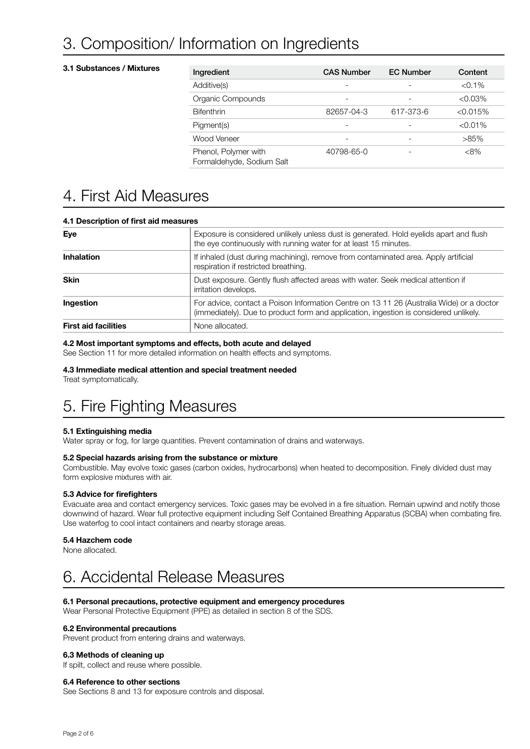# 3. Composition/ Information on Ingredients

**3.1 Substances / Mixtures**

| Ingredient | CAS Number | EC Number | Content |
|---|---|---|---|
| Additive(s) | - | - | <0.1% |
| Organic Compounds | - | - | <0.03% |
| Bifenthrin | 82657-04-3 | 617-373-6 | <0.015% |
| Pigment(s) | - | - | <0.01% |
| Wood Veneer | - | - | >85% |
| Phenol, Polymer with Formaldehyde, Sodium Salt | 40798-65-0 | - | <8% |

# 4. First Aid Measures

**4.1 Description of first aid measures**

| | |
|---|---|
| **Eye** | Exposure is considered unlikely unless dust is generated. Hold eyelids apart and flush the eye continuously with running water for at least 15 minutes. |
| **Inhalation** | If inhaled (dust during machining), remove from contaminated area. Apply artificial respiration if restricted breathing. |
| **Skin** | Dust exposure. Gently flush affected areas with water. Seek medical attention if irritation develops. |
| **Ingestion** | For advice, contact a Poison Information Centre on 13 11 26 (Australia Wide) or a doctor (immediately). Due to product form and application, ingestion is considered unlikely. |
| **First aid facilities** | None allocated. |

**4.2 Most important symptoms and effects, both acute and delayed**

See Section 11 for more detailed information on health effects and symptoms.

**4.3 Immediate medical attention and special treatment needed**

Treat symptomatically.

# 5. Fire Fighting Measures

**5.1 Extinguishing media**

Water spray or fog, for large quantities. Prevent contamination of drains and waterways.

**5.2 Special hazards arising from the substance or mixture**

Combustible. May evolve toxic gases (carbon oxides, hydrocarbons) when heated to decomposition. Finely divided dust may form explosive mixtures with air.

**5.3 Advice for firefighters**

Evacuate area and contact emergency services. Toxic gases may be evolved in a fire situation. Remain upwind and notify those downwind of hazard. Wear full protective equipment including Self Contained Breathing Apparatus (SCBA) when combating fire. Use waterfog to cool intact containers and nearby storage areas.

**5.4 Hazchem code**

None allocated.

# 6. Accidental Release Measures

**6.1 Personal precautions, protective equipment and emergency procedures**

Wear Personal Protective Equipment (PPE) as detailed in section 8 of the SDS.

**6.2 Environmental precautions**

Prevent product from entering drains and waterways.

**6.3 Methods of cleaning up**

If spilt, collect and reuse where possible.

**6.4 Reference to other sections**

See Sections 8 and 13 for exposure controls and disposal.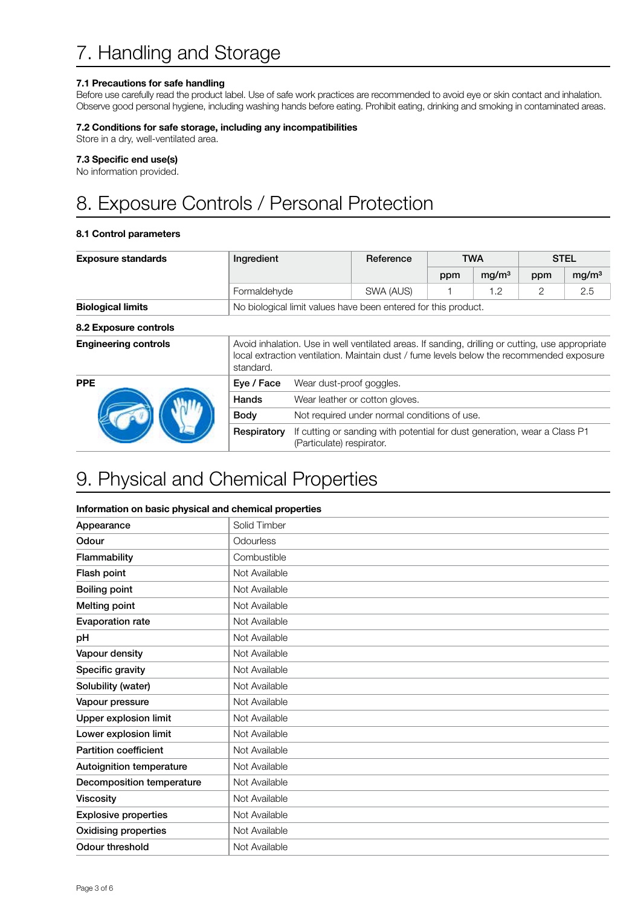# 7. Handling and Storage

### 7.1 Precautions for safe handling

Before use carefully read the product label. Use of safe work practices are recommended to avoid eye or skin contact and inhalation. Observe good personal hygiene, including washing hands before eating. Prohibit eating, drinking and smoking in contaminated areas.

### 7.2 Conditions for safe storage, including any incompatibilities

Store in a dry, well-ventilated area.

### 7.3 Specific end use(s)

No information provided.

# 8. Exposure Controls / Personal Protection

### 8.1 Control parameters

| Exposure standards | Ingredient | Reference | TWA | | STEL | |
|---|---|---|---|---|---|---|
| | | | ppm | mg/m³ | ppm | mg/m³ |
| | Formaldehyde | SWA (AUS) | 1 | 1.2 | 2 | 2.5 |
| **Biological limits** | No biological limit values have been entered for this product. | | | | | |

### 8.2 Exposure controls

| | | |
|---|---|---|
| **Engineering controls** | Avoid inhalation. Use in well ventilated areas. If sanding, drilling or cutting, use appropriate local extraction ventilation. Maintain dust / fume levels below the recommended exposure standard. | |
| **PPE** | **Eye / Face** | Wear dust-proof goggles. |
| | **Hands** | Wear leather or cotton gloves. |
| | **Body** | Not required under normal conditions of use. |
| | **Respiratory** | If cutting or sanding with potential for dust generation, wear a Class P1 (Particulate) respirator. |

# 9. Physical and Chemical Properties

### Information on basic physical and chemical properties

| Property | Value |
|---|---|
| **Appearance** | Solid Timber |
| **Odour** | Odourless |
| **Flammability** | Combustible |
| **Flash point** | Not Available |
| **Boiling point** | Not Available |
| **Melting point** | Not Available |
| **Evaporation rate** | Not Available |
| **pH** | Not Available |
| **Vapour density** | Not Available |
| **Specific gravity** | Not Available |
| **Solubility (water)** | Not Available |
| **Vapour pressure** | Not Available |
| **Upper explosion limit** | Not Available |
| **Lower explosion limit** | Not Available |
| **Partition coefficient** | Not Available |
| **Autoignition temperature** | Not Available |
| **Decomposition temperature** | Not Available |
| **Viscosity** | Not Available |
| **Explosive properties** | Not Available |
| **Oxidising properties** | Not Available |
| **Odour threshold** | Not Available |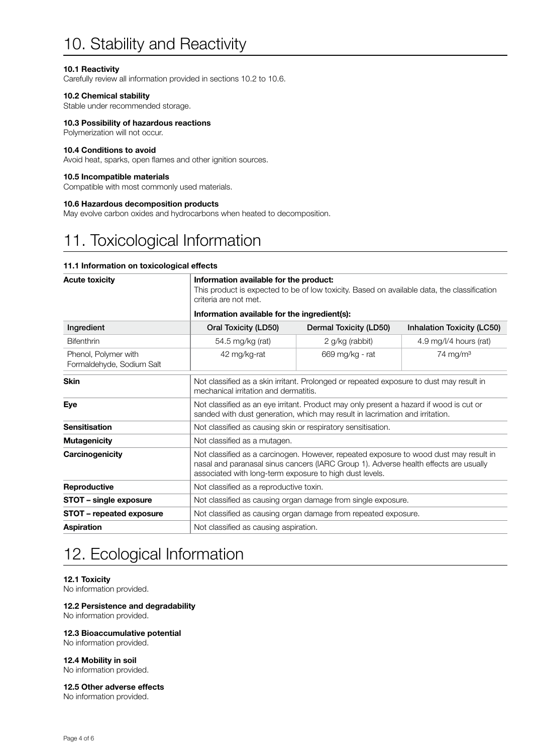# 10. Stability and Reactivity

**10.1 Reactivity**
Carefully review all information provided in sections 10.2 to 10.6.

**10.2 Chemical stability**
Stable under recommended storage.

**10.3 Possibility of hazardous reactions**
Polymerization will not occur.

**10.4 Conditions to avoid**
Avoid heat, sparks, open flames and other ignition sources.

**10.5 Incompatible materials**
Compatible with most commonly used materials.

**10.6 Hazardous decomposition products**
May evolve carbon oxides and hydrocarbons when heated to decomposition.

# 11. Toxicological Information

**11.1 Information on toxicological effects**

| **Acute toxicity** | **Information available for the product:** This product is expected to be of low toxicity. Based on available data, the classification criteria are not met. **Information available for the ingredient(s):** | | |
|---|---|---|---|
| Ingredient | Oral Toxicity (LD50) | Dermal Toxicity (LD50) | Inhalation Toxicity (LC50) |
| Bifenthrin | 54.5 mg/kg (rat) | 2 g/kg (rabbit) | 4.9 mg/l/4 hours (rat) |
| Phenol, Polymer with Formaldehyde, Sodium Salt | 42 mg/kg-rat | 669 mg/kg - rat | 74 mg/m³ |

| | |
|---|---|
| **Skin** | Not classified as a skin irritant. Prolonged or repeated exposure to dust may result in mechanical irritation and dermatitis. |
| **Eye** | Not classified as an eye irritant. Product may only present a hazard if wood is cut or sanded with dust generation, which may result in lacrimation and irritation. |
| **Sensitisation** | Not classified as causing skin or respiratory sensitisation. |
| **Mutagenicity** | Not classified as a mutagen. |
| **Carcinogenicity** | Not classified as a carcinogen. However, repeated exposure to wood dust may result in nasal and paranasal sinus cancers (IARC Group 1). Adverse health effects are usually associated with long-term exposure to high dust levels. |
| **Reproductive** | Not classified as a reproductive toxin. |
| **STOT – single exposure** | Not classified as causing organ damage from single exposure. |
| **STOT – repeated exposure** | Not classified as causing organ damage from repeated exposure. |
| **Aspiration** | Not classified as causing aspiration. |

# 12. Ecological Information

**12.1 Toxicity**
No information provided.

**12.2 Persistence and degradability**
No information provided.

**12.3 Bioaccumulative potential**
No information provided.

**12.4 Mobility in soil**
No information provided.

**12.5 Other adverse effects**
No information provided.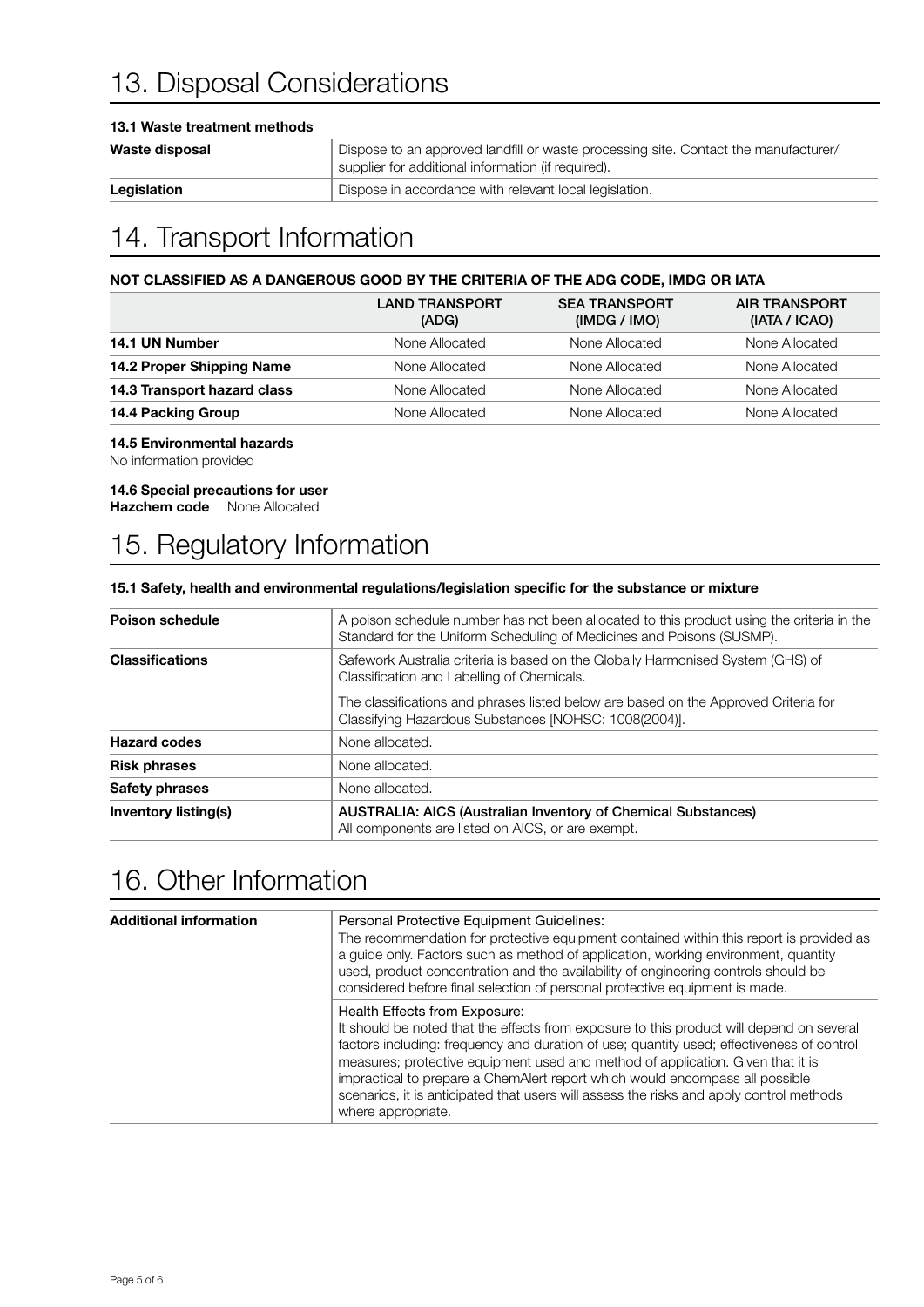# 13. Disposal Considerations

### 13.1 Waste treatment methods

| | |
|---|---|
| **Waste disposal** | Dispose to an approved landfill or waste processing site. Contact the manufacturer/ supplier for additional information (if required). |
| **Legislation** | Dispose in accordance with relevant local legislation. |

# 14. Transport Information

**NOT CLASSIFIED AS A DANGEROUS GOOD BY THE CRITERIA OF THE ADG CODE, IMDG OR IATA**

| | LAND TRANSPORT (ADG) | SEA TRANSPORT (IMDG / IMO) | AIR TRANSPORT (IATA / ICAO) |
|---|---|---|---|
| **14.1 UN Number** | None Allocated | None Allocated | None Allocated |
| **14.2 Proper Shipping Name** | None Allocated | None Allocated | None Allocated |
| **14.3 Transport hazard class** | None Allocated | None Allocated | None Allocated |
| **14.4 Packing Group** | None Allocated | None Allocated | None Allocated |

**14.5 Environmental hazards**
No information provided

**14.6 Special precautions for user**
**Hazchem code** None Allocated

# 15. Regulatory Information

**15.1 Safety, health and environmental regulations/legislation specific for the substance or mixture**

| | |
|---|---|
| **Poison schedule** | A poison schedule number has not been allocated to this product using the criteria in the Standard for the Uniform Scheduling of Medicines and Poisons (SUSMP). |
| **Classifications** | Safework Australia criteria is based on the Globally Harmonised System (GHS) of Classification and Labelling of Chemicals.<br><br>The classifications and phrases listed below are based on the Approved Criteria for Classifying Hazardous Substances [NOHSC: 1008(2004)]. |
| **Hazard codes** | None allocated. |
| **Risk phrases** | None allocated. |
| **Safety phrases** | None allocated. |
| **Inventory listing(s)** | **AUSTRALIA: AICS (Australian Inventory of Chemical Substances)**<br>All components are listed on AICS, or are exempt. |

# 16. Other Information

| | |
|---|---|
| **Additional information** | Personal Protective Equipment Guidelines:<br>The recommendation for protective equipment contained within this report is provided as a guide only. Factors such as method of application, working environment, quantity used, product concentration and the availability of engineering controls should be considered before final selection of personal protective equipment is made. |
| | Health Effects from Exposure:<br>It should be noted that the effects from exposure to this product will depend on several factors including: frequency and duration of use; quantity used; effectiveness of control measures; protective equipment used and method of application. Given that it is impractical to prepare a ChemAlert report which would encompass all possible scenarios, it is anticipated that users will assess the risks and apply control methods where appropriate. |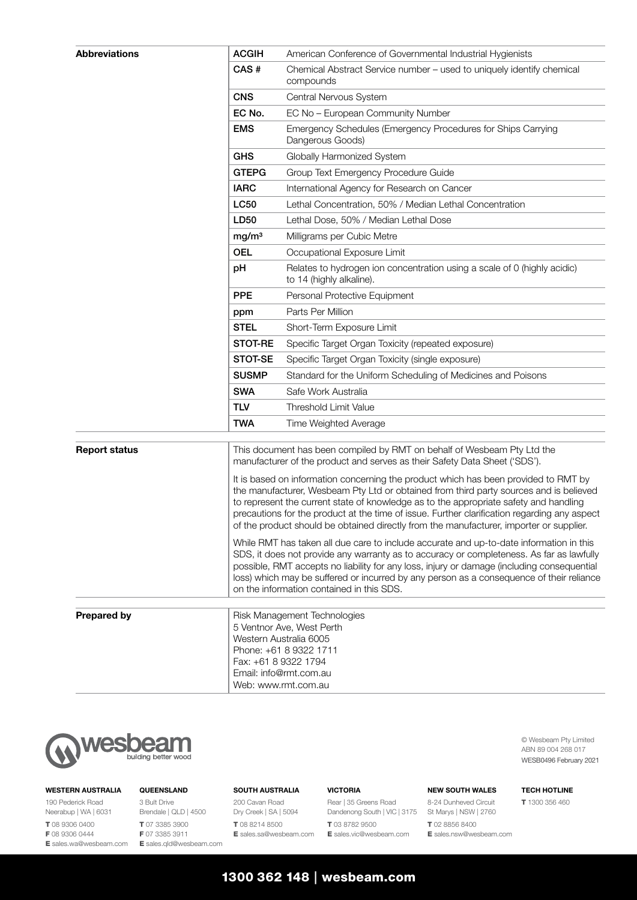| | | |
|---|---|---|
| **Abbreviations** | **ACGIH** | American Conference of Governmental Industrial Hygienists |
| | **CAS #** | Chemical Abstract Service number – used to uniquely identify chemical compounds |
| | **CNS** | Central Nervous System |
| | **EC No.** | EC No – European Community Number |
| | **EMS** | Emergency Schedules (Emergency Procedures for Ships Carrying Dangerous Goods) |
| | **GHS** | Globally Harmonized System |
| | **GTEPG** | Group Text Emergency Procedure Guide |
| | **IARC** | International Agency for Research on Cancer |
| | **LC50** | Lethal Concentration, 50% / Median Lethal Concentration |
| | **LD50** | Lethal Dose, 50% / Median Lethal Dose |
| | **$mg/m^3$** | Milligrams per Cubic Metre |
| | **OEL** | Occupational Exposure Limit |
| | **pH** | Relates to hydrogen ion concentration using a scale of 0 (highly acidic) to 14 (highly alkaline). |
| | **PPE** | Personal Protective Equipment |
| | **ppm** | Parts Per Million |
| | **STEL** | Short-Term Exposure Limit |
| | **STOT-RE** | Specific Target Organ Toxicity (repeated exposure) |
| | **STOT-SE** | Specific Target Organ Toxicity (single exposure) |
| | **SUSMP** | Standard for the Uniform Scheduling of Medicines and Poisons |
| | **SWA** | Safe Work Australia |
| | **TLV** | Threshold Limit Value |
| | **TWA** | Time Weighted Average |

**Report status**

This document has been compiled by RMT on behalf of Wesbeam Pty Ltd the manufacturer of the product and serves as their Safety Data Sheet ('SDS').

It is based on information concerning the product which has been provided to RMT by the manufacturer, Wesbeam Pty Ltd or obtained from third party sources and is believed to represent the current state of knowledge as to the appropriate safety and handling precautions for the product at the time of issue. Further clarification regarding any aspect of the product should be obtained directly from the manufacturer, importer or supplier.

While RMT has taken all due care to include accurate and up-to-date information in this SDS, it does not provide any warranty as to accuracy or completeness. As far as lawfully possible, RMT accepts no liability for any loss, injury or damage (including consequential loss) which may be suffered or incurred by any person as a consequence of their reliance on the information contained in this SDS.

**Prepared by**

Risk Management Technologies
5 Ventnor Ave, West Perth
Western Australia 6005
Phone: +61 8 9322 1711
Fax: +61 8 9322 1794
Email: info@rmt.com.au
Web: www.rmt.com.au

wesbeam building better wood

© Wesbeam Pty Limited
ABN 89 004 268 017
WESB0496 February 2021

**WESTERN AUSTRALIA**
190 Pederick Road
Neerabup | WA | 6031
**T** 08 9306 0400
**F** 08 9306 0444
**E** sales.wa@wesbeam.com

**QUEENSLAND**
3 Bult Drive
Brendale | QLD | 4500
**T** 07 3385 3900
**F** 07 3385 3911
**E** sales.qld@wesbeam.com

**SOUTH AUSTRALIA**
200 Cavan Road
Dry Creek | SA | 5094
**T** 08 8214 8500
**E** sales.sa@wesbeam.com

**VICTORIA**
Rear | 35 Greens Road
Dandenong South | VIC | 3175
**T** 03 8782 9500
**E** sales.vic@wesbeam.com

**NEW SOUTH WALES**
8-24 Dunheved Circuit
St Marys | NSW | 2760
**T** 02 8856 8400
**E** sales.nsw@wesbeam.com

**TECH HOTLINE**
**T** 1300 356 460

**1300 362 148 | wesbeam.com**